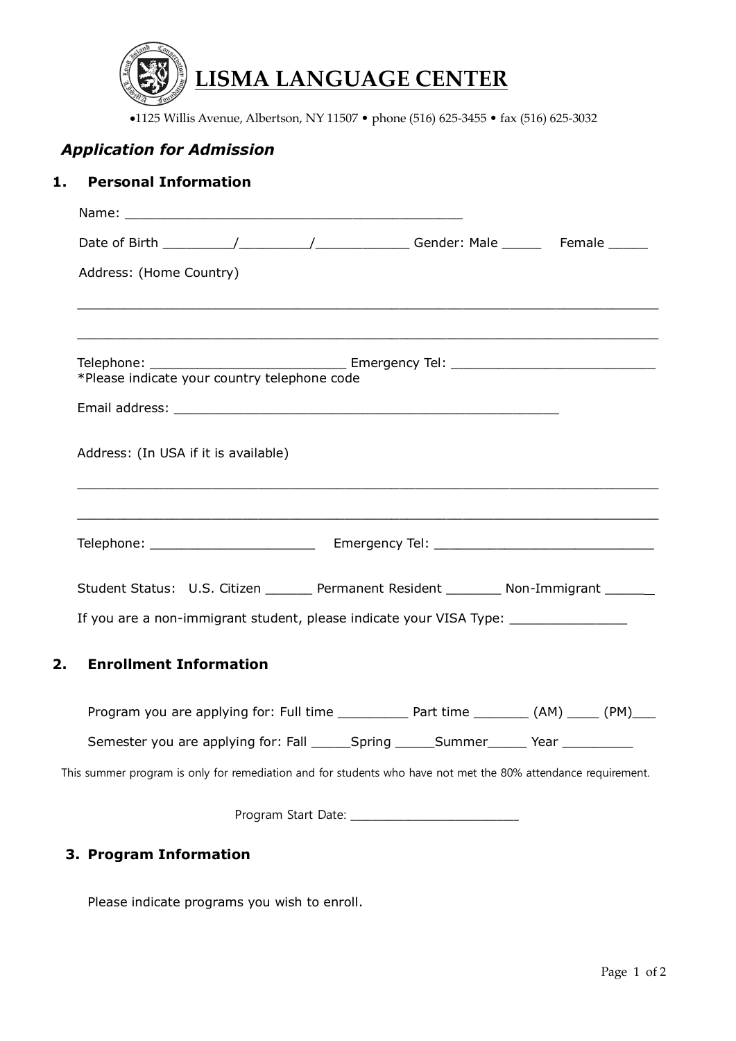# LISMA LANGUAGE CENTER

•1125 Willis Avenue, Albertson, NY 11507 • phone (516) 625-3455 • fax (516) 625-3032

## *Application for Admission*

### 1. Personal Information

Name: ___________________________________________

Date of Birth _________/_________/____________ Gender: Male _____ Female _____

Address: (Home Country)

___________________________________________________________________________

___________________________________________________________________________

Telephone: _________________________ Emergency Tel: __________________________
*Please indicate your country telephone code

Email address: _________________________________________________

Address: (In USA if it is available)

___________________________________________________________________________

___________________________________________________________________________

Telephone: _____________________ Emergency Tel: ____________________________

Student Status: U.S. Citizen ______ Permanent Resident _______ Non-Immigrant ______

If you are a non-immigrant student, please indicate your VISA Type: ______________

### 2. Enrollment Information

Program you are applying for: Full time _________ Part time _______ (AM) ____ (PM)___

Semester you are applying for: Fall _____Spring _____Summer_____ Year _________

This summer program is only for remediation and for students who have not met the 80% attendance requirement.

Program Start Date: _______________________

### 3. Program Information

Please indicate programs you wish to enroll.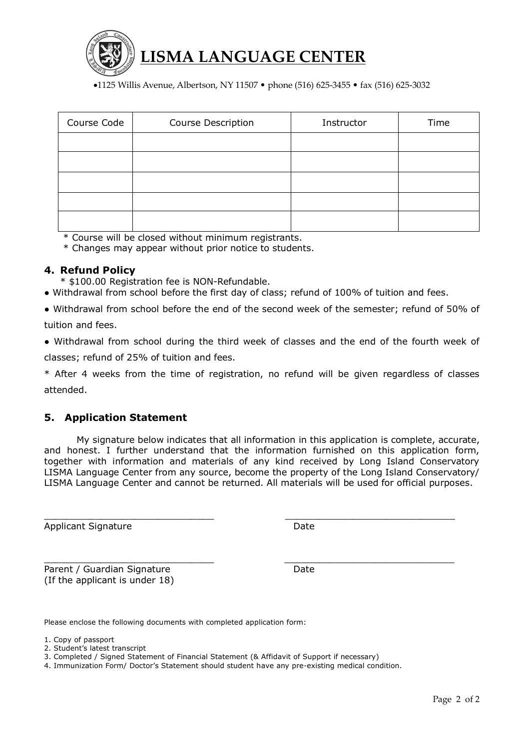# LISMA LANGUAGE CENTER

•1125 Willis Avenue, Albertson, NY 11507 • phone (516) 625-3455 • fax (516) 625-3032

| Course Code | Course Description | Instructor | Time |
|---|---|---|---|
| | | | |
| | | | |
| | | | |
| | | | |
| | | | |

\* Course will be closed without minimum registrants.

\* Changes may appear without prior notice to students.

### 4. Refund Policy

\* $100.00 Registration fee is NON-Refundable.

- Withdrawal from school before the first day of class; refund of 100% of tuition and fees.
- Withdrawal from school before the end of the second week of the semester; refund of 50% of tuition and fees.
- Withdrawal from school during the third week of classes and the end of the fourth week of classes; refund of 25% of tuition and fees.

\* After 4 weeks from the time of registration, no refund will be given regardless of classes attended.

### 5. Application Statement

My signature below indicates that all information in this application is complete, accurate, and honest. I further understand that the information furnished on this application form, together with information and materials of any kind received by Long Island Conservatory LISMA Language Center from any source, become the property of the Long Island Conservatory/ LISMA Language Center and cannot be returned. All materials will be used for official purposes.

______________________________ ______________________________

Applicant Signature Date

______________________________ ______________________________

Parent / Guardian Signature Date
(If the applicant is under 18)

Please enclose the following documents with completed application form:

1. Copy of passport
2. Student's latest transcript
3. Completed / Signed Statement of Financial Statement (& Affidavit of Support if necessary)
4. Immunization Form/ Doctor's Statement should student have any pre-existing medical condition.